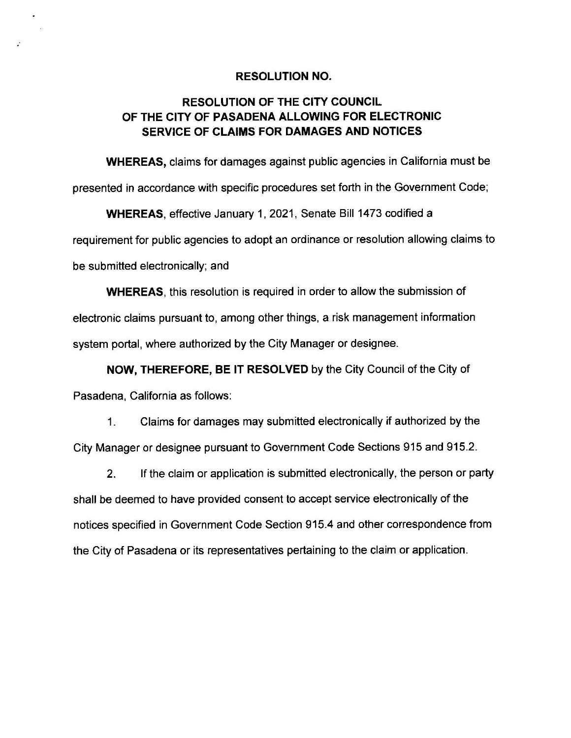**RESOLUTION NO.**

**RESOLUTION OF THE CITY COUNCIL OF THE CITY OF PASADENA ALLOWING FOR ELECTRONIC SERVICE OF CLAIMS FOR DAMAGES AND NOTICES**

**WHEREAS,** claims for damages against public agencies in California must be presented in accordance with specific procedures set forth in the Government Code;

**WHEREAS**, effective January 1, 2021, Senate Bill 1473 codified a requirement for public agencies to adopt an ordinance or resolution allowing claims to be submitted electronically; and

**WHEREAS**, this resolution is required in order to allow the submission of electronic claims pursuant to, among other things, a risk management information system portal, where authorized by the City Manager or designee.

**NOW, THEREFORE, BE IT RESOLVED** by the City Council of the City of Pasadena, California as follows:

1. Claims for damages may submitted electronically if authorized by the City Manager or designee pursuant to Government Code Sections 915 and 915.2.

2. If the claim or application is submitted electronically, the person or party shall be deemed to have provided consent to accept service electronically of the notices specified in Government Code Section 915.4 and other correspondence from the City of Pasadena or its representatives pertaining to the claim or application.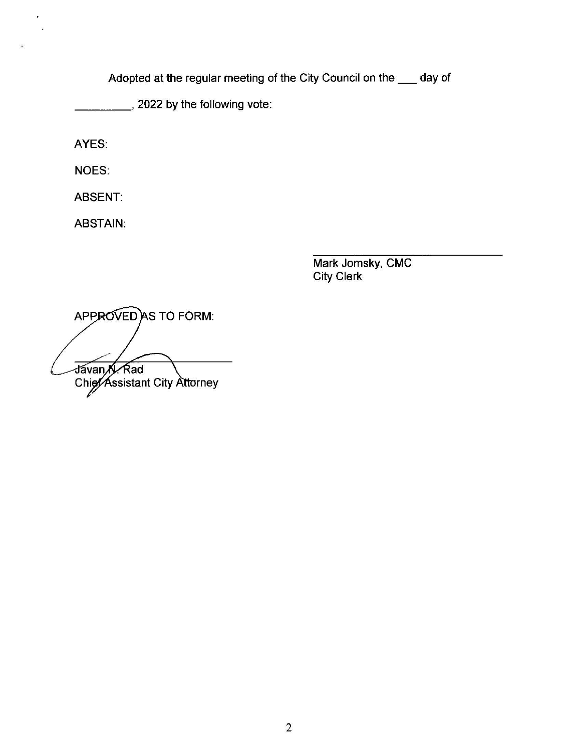Adopted at the regular meeting of the City Council on the ___ day of

_________, 2022 by the following vote:

AYES:

NOES:

ABSENT:

ABSTAIN:

_____________________________
Mark Jomsky, CMC
City Clerk

APPROVED AS TO FORM:

_____________________________
Javan N. Rad
Chief Assistant City Attorney